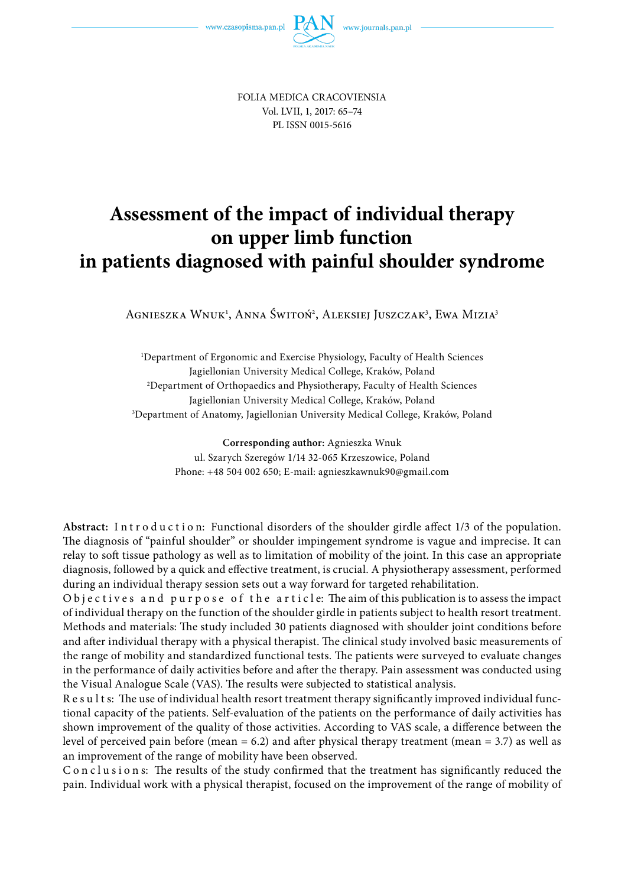FOLIA MEDICA CRACOVIENSIA
Vol. LVII, 1, 2017: 65–74
PL ISSN 0015-5616

# Assessment of the impact of individual therapy on upper limb function in patients diagnosed with painful shoulder syndrome

Agnieszka Wnuk[1], Anna Świtoń[2], Aleksiej Juszczak[3], Ewa Mizia[3]

[1]Department of Ergonomic and Exercise Physiology, Faculty of Health Sciences
Jagiellonian University Medical College, Kraków, Poland
[2]Department of Orthopaedics and Physiotherapy, Faculty of Health Sciences
Jagiellonian University Medical College, Kraków, Poland
[3]Department of Anatomy, Jagiellonian University Medical College, Kraków, Poland

**Corresponding author:** Agnieszka Wnuk
ul. Szarych Szeregów 1/14 32-065 Krzeszowice, Poland
Phone: +48 504 002 650; E-mail: agnieszkawnuk90@gmail.com

**Abstract:** Introduction: Functional disorders of the shoulder girdle affect 1/3 of the population. The diagnosis of "painful shoulder" or shoulder impingement syndrome is vague and imprecise. It can relay to soft tissue pathology as well as to limitation of mobility of the joint. In this case an appropriate diagnosis, followed by a quick and effective treatment, is crucial. A physiotherapy assessment, performed during an individual therapy session sets out a way forward for targeted rehabilitation.
Objectives and purpose of the article: The aim of this publication is to assess the impact of individual therapy on the function of the shoulder girdle in patients subject to health resort treatment.
Methods and materials: The study included 30 patients diagnosed with shoulder joint conditions before and after individual therapy with a physical therapist. The clinical study involved basic measurements of the range of mobility and standardized functional tests. The patients were surveyed to evaluate changes in the performance of daily activities before and after the therapy. Pain assessment was conducted using the Visual Analogue Scale (VAS). The results were subjected to statistical analysis.
Results: The use of individual health resort treatment therapy significantly improved individual functional capacity of the patients. Self-evaluation of the patients on the performance of daily activities has shown improvement of the quality of those activities. According to VAS scale, a difference between the level of perceived pain before (mean = 6.2) and after physical therapy treatment (mean = 3.7) as well as an improvement of the range of mobility have been observed.
Conclusions: The results of the study confirmed that the treatment has significantly reduced the pain. Individual work with a physical therapist, focused on the improvement of the range of mobility of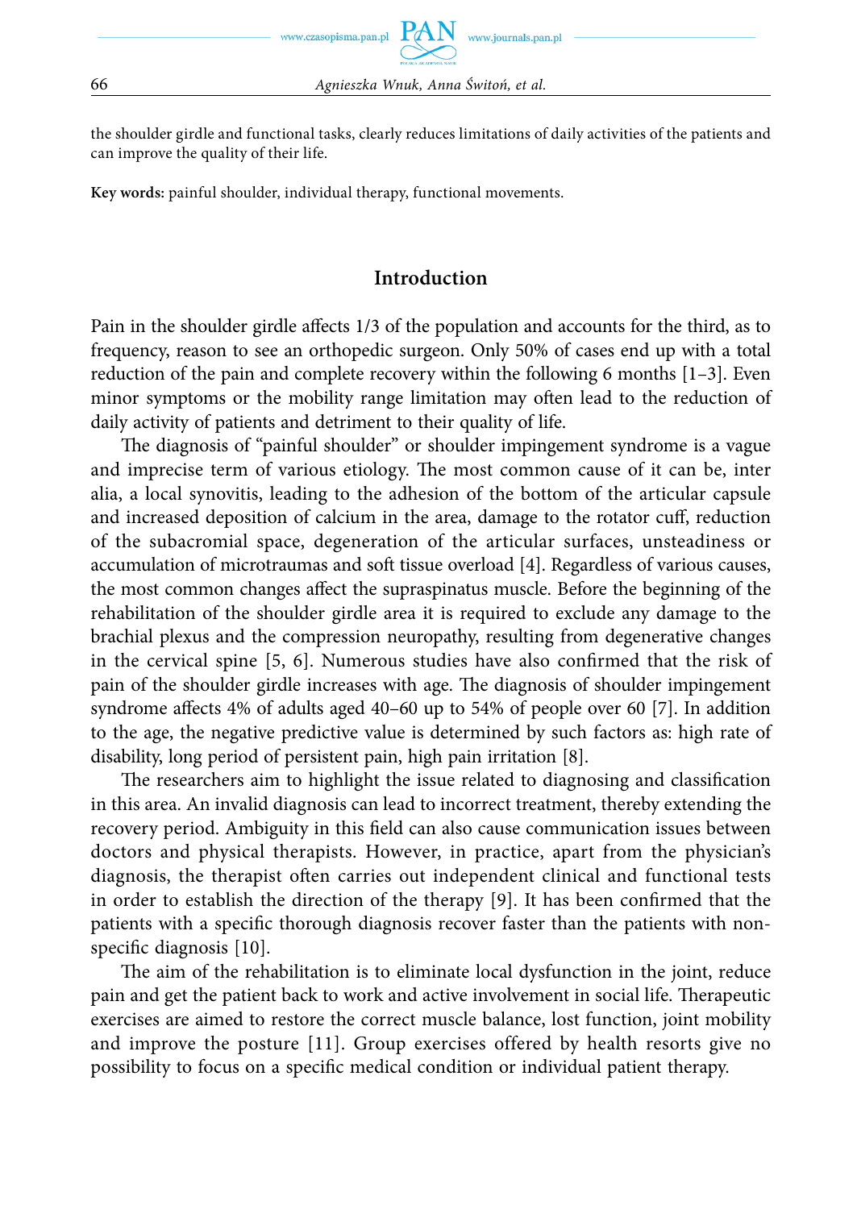the shoulder girdle and functional tasks, clearly reduces limitations of daily activities of the patients and can improve the quality of their life.

**Key words:** painful shoulder, individual therapy, functional movements.

## Introduction

Pain in the shoulder girdle affects 1/3 of the population and accounts for the third, as to frequency, reason to see an orthopedic surgeon. Only 50% of cases end up with a total reduction of the pain and complete recovery within the following 6 months [1–3]. Even minor symptoms or the mobility range limitation may often lead to the reduction of daily activity of patients and detriment to their quality of life.

The diagnosis of "painful shoulder" or shoulder impingement syndrome is a vague and imprecise term of various etiology. The most common cause of it can be, inter alia, a local synovitis, leading to the adhesion of the bottom of the articular capsule and increased deposition of calcium in the area, damage to the rotator cuff, reduction of the subacromial space, degeneration of the articular surfaces, unsteadiness or accumulation of microtraumas and soft tissue overload [4]. Regardless of various causes, the most common changes affect the supraspinatus muscle. Before the beginning of the rehabilitation of the shoulder girdle area it is required to exclude any damage to the brachial plexus and the compression neuropathy, resulting from degenerative changes in the cervical spine [5, 6]. Numerous studies have also confirmed that the risk of pain of the shoulder girdle increases with age. The diagnosis of shoulder impingement syndrome affects 4% of adults aged 40–60 up to 54% of people over 60 [7]. In addition to the age, the negative predictive value is determined by such factors as: high rate of disability, long period of persistent pain, high pain irritation [8].

The researchers aim to highlight the issue related to diagnosing and classification in this area. An invalid diagnosis can lead to incorrect treatment, thereby extending the recovery period. Ambiguity in this field can also cause communication issues between doctors and physical therapists. However, in practice, apart from the physician's diagnosis, the therapist often carries out independent clinical and functional tests in order to establish the direction of the therapy [9]. It has been confirmed that the patients with a specific thorough diagnosis recover faster than the patients with non-specific diagnosis [10].

The aim of the rehabilitation is to eliminate local dysfunction in the joint, reduce pain and get the patient back to work and active involvement in social life. Therapeutic exercises are aimed to restore the correct muscle balance, lost function, joint mobility and improve the posture [11]. Group exercises offered by health resorts give no possibility to focus on a specific medical condition or individual patient therapy.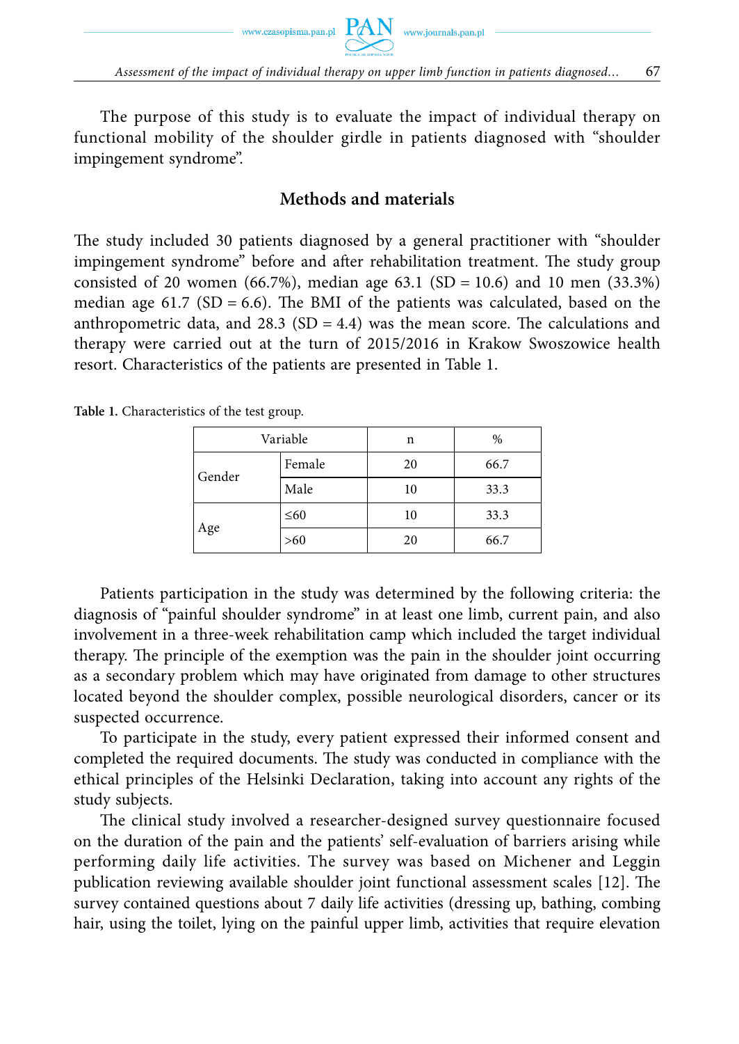The purpose of this study is to evaluate the impact of individual therapy on functional mobility of the shoulder girdle in patients diagnosed with "shoulder impingement syndrome".

## Methods and materials

The study included 30 patients diagnosed by a general practitioner with "shoulder impingement syndrome" before and after rehabilitation treatment. The study group consisted of 20 women (66.7%), median age 63.1 (SD = 10.6) and 10 men (33.3%) median age 61.7 (SD = 6.6). The BMI of the patients was calculated, based on the anthropometric data, and 28.3 (SD = 4.4) was the mean score. The calculations and therapy were carried out at the turn of 2015/2016 in Krakow Swoszowice health resort. Characteristics of the patients are presented in Table 1.

**Table 1.** Characteristics of the test group.

| Variable | | n | % |
|---|---|---|---|
| Gender | Female | 20 | 66.7 |
| | Male | 10 | 33.3 |
| Age | ≤60 | 10 | 33.3 |
| | >60 | 20 | 66.7 |

Patients participation in the study was determined by the following criteria: the diagnosis of "painful shoulder syndrome" in at least one limb, current pain, and also involvement in a three-week rehabilitation camp which included the target individual therapy. The principle of the exemption was the pain in the shoulder joint occurring as a secondary problem which may have originated from damage to other structures located beyond the shoulder complex, possible neurological disorders, cancer or its suspected occurrence.

To participate in the study, every patient expressed their informed consent and completed the required documents. The study was conducted in compliance with the ethical principles of the Helsinki Declaration, taking into account any rights of the study subjects.

The clinical study involved a researcher-designed survey questionnaire focused on the duration of the pain and the patients' self-evaluation of barriers arising while performing daily life activities. The survey was based on Michener and Leggin publication reviewing available shoulder joint functional assessment scales [12]. The survey contained questions about 7 daily life activities (dressing up, bathing, combing hair, using the toilet, lying on the painful upper limb, activities that require elevation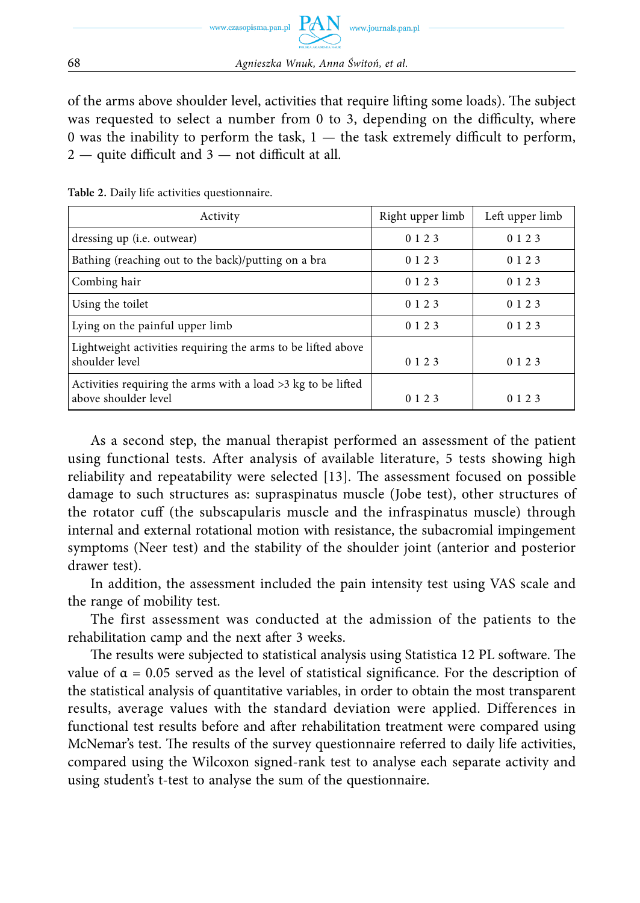of the arms above shoulder level, activities that require lifting some loads). The subject was requested to select a number from 0 to 3, depending on the difficulty, where 0 was the inability to perform the task, 1 — the task extremely difficult to perform, 2 — quite difficult and 3 — not difficult at all.

**Table 2.** Daily life activities questionnaire.

| Activity | Right upper limb | Left upper limb |
|---|---|---|
| dressing up (i.e. outwear) | 0 1 2 3 | 0 1 2 3 |
| Bathing (reaching out to the back)/putting on a bra | 0 1 2 3 | 0 1 2 3 |
| Combing hair | 0 1 2 3 | 0 1 2 3 |
| Using the toilet | 0 1 2 3 | 0 1 2 3 |
| Lying on the painful upper limb | 0 1 2 3 | 0 1 2 3 |
| Lightweight activities requiring the arms to be lifted above shoulder level | 0 1 2 3 | 0 1 2 3 |
| Activities requiring the arms with a load >3 kg to be lifted above shoulder level | 0 1 2 3 | 0 1 2 3 |

As a second step, the manual therapist performed an assessment of the patient using functional tests. After analysis of available literature, 5 tests showing high reliability and repeatability were selected [13]. The assessment focused on possible damage to such structures as: supraspinatus muscle (Jobe test), other structures of the rotator cuff (the subscapularis muscle and the infraspinatus muscle) through internal and external rotational motion with resistance, the subacromial impingement symptoms (Neer test) and the stability of the shoulder joint (anterior and posterior drawer test).

In addition, the assessment included the pain intensity test using VAS scale and the range of mobility test.

The first assessment was conducted at the admission of the patients to the rehabilitation camp and the next after 3 weeks.

The results were subjected to statistical analysis using Statistica 12 PL software. The value of $\alpha = 0.05$ served as the level of statistical significance. For the description of the statistical analysis of quantitative variables, in order to obtain the most transparent results, average values with the standard deviation were applied. Differences in functional test results before and after rehabilitation treatment were compared using McNemar's test. The results of the survey questionnaire referred to daily life activities, compared using the Wilcoxon signed-rank test to analyse each separate activity and using student's t-test to analyse the sum of the questionnaire.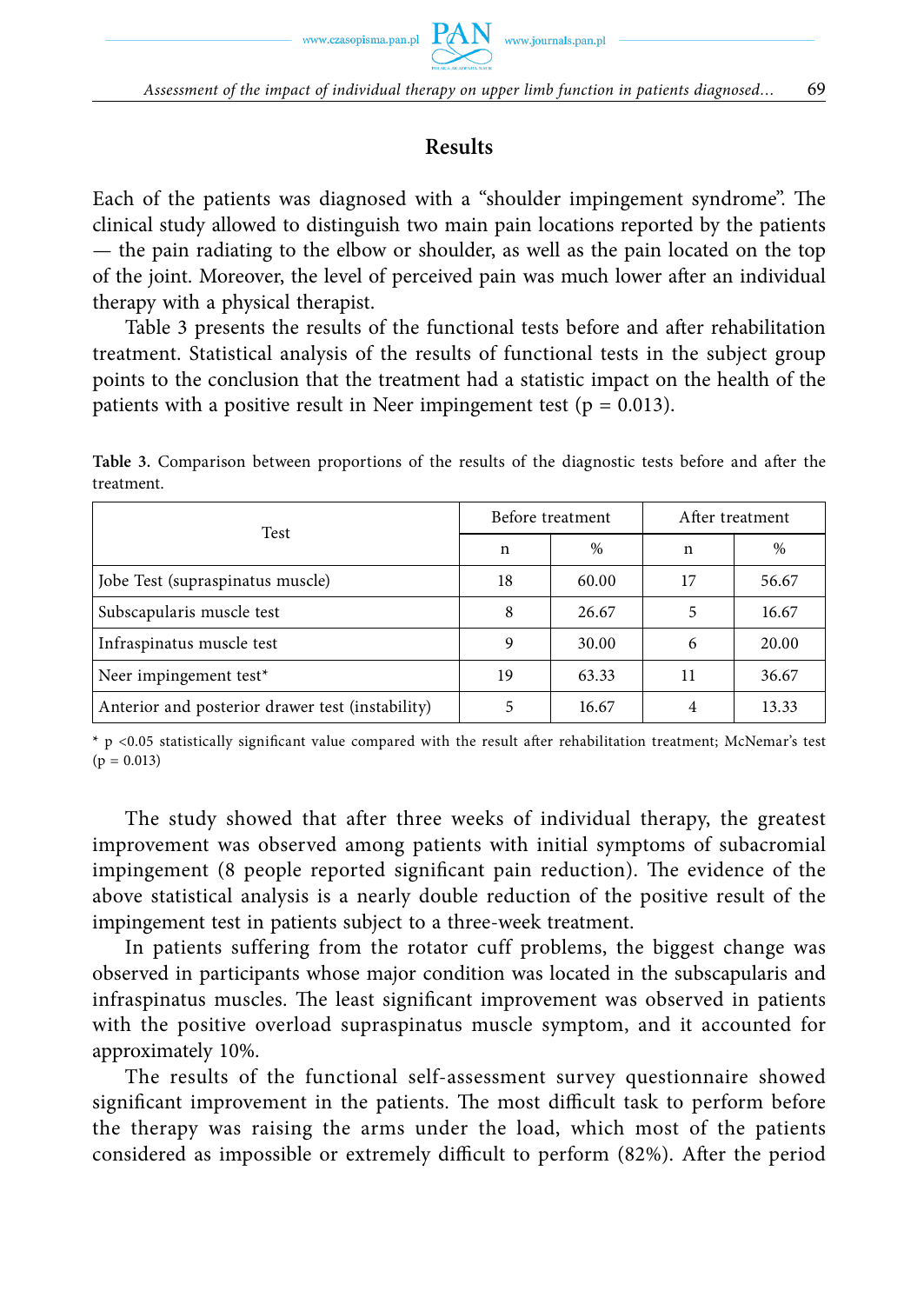## Results

Each of the patients was diagnosed with a "shoulder impingement syndrome". The clinical study allowed to distinguish two main pain locations reported by the patients — the pain radiating to the elbow or shoulder, as well as the pain located on the top of the joint. Moreover, the level of perceived pain was much lower after an individual therapy with a physical therapist.

Table 3 presents the results of the functional tests before and after rehabilitation treatment. Statistical analysis of the results of functional tests in the subject group points to the conclusion that the treatment had a statistic impact on the health of the patients with a positive result in Neer impingement test ($p = 0.013$).

**Table 3.** Comparison between proportions of the results of the diagnostic tests before and after the treatment.

| Test | Before treatment | | After treatment | |
|---|---|---|---|---|
| | n | % | n | % |
| Jobe Test (supraspinatus muscle) | 18 | 60.00 | 17 | 56.67 |
| Subscapularis muscle test | 8 | 26.67 | 5 | 16.67 |
| Infraspinatus muscle test | 9 | 30.00 | 6 | 20.00 |
| Neer impingement test* | 19 | 63.33 | 11 | 36.67 |
| Anterior and posterior drawer test (instability) | 5 | 16.67 | 4 | 13.33 |

* $p < 0.05$ statistically significant value compared with the result after rehabilitation treatment; McNemar's test ($p = 0.013$)

The study showed that after three weeks of individual therapy, the greatest improvement was observed among patients with initial symptoms of subacromial impingement (8 people reported significant pain reduction). The evidence of the above statistical analysis is a nearly double reduction of the positive result of the impingement test in patients subject to a three-week treatment.

In patients suffering from the rotator cuff problems, the biggest change was observed in participants whose major condition was located in the subscapularis and infraspinatus muscles. The least significant improvement was observed in patients with the positive overload supraspinatus muscle symptom, and it accounted for approximately 10%.

The results of the functional self-assessment survey questionnaire showed significant improvement in the patients. The most difficult task to perform before the therapy was raising the arms under the load, which most of the patients considered as impossible or extremely difficult to perform (82%). After the period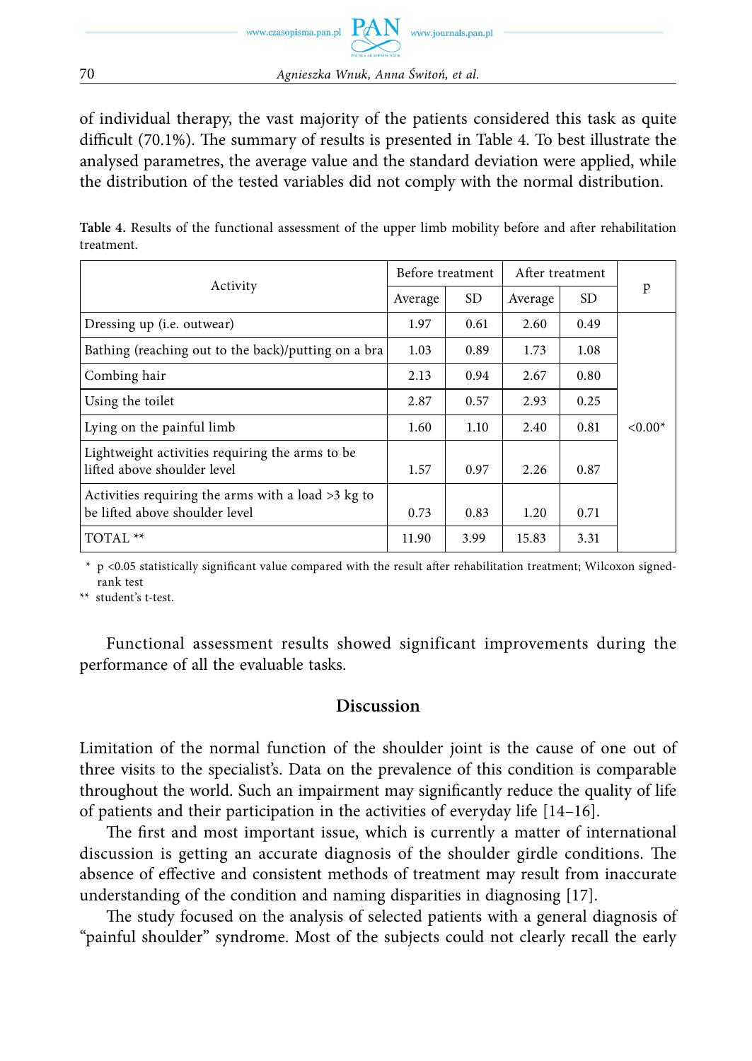of individual therapy, the vast majority of the patients considered this task as quite difficult (70.1%). The summary of results is presented in Table 4. To best illustrate the analysed parametres, the average value and the standard deviation were applied, while the distribution of the tested variables did not comply with the normal distribution.

**Table 4.** Results of the functional assessment of the upper limb mobility before and after rehabilitation treatment.

| Activity | Before treatment | | After treatment | | p |
|---|---|---|---|---|---|
| | Average | SD | Average | SD | |
| Dressing up (i.e. outwear) | 1.97 | 0.61 | 2.60 | 0.49 | <0.00* |
| Bathing (reaching out to the back)/putting on a bra | 1.03 | 0.89 | 1.73 | 1.08 | |
| Combing hair | 2.13 | 0.94 | 2.67 | 0.80 | |
| Using the toilet | 2.87 | 0.57 | 2.93 | 0.25 | |
| Lying on the painful limb | 1.60 | 1.10 | 2.40 | 0.81 | |
| Lightweight activities requiring the arms to be lifted above shoulder level | 1.57 | 0.97 | 2.26 | 0.87 | |
| Activities requiring the arms with a load >3 kg to be lifted above shoulder level | 0.73 | 0.83 | 1.20 | 0.71 | |
| TOTAL ** | 11.90 | 3.99 | 15.83 | 3.31 | |

\* p <0.05 statistically significant value compared with the result after rehabilitation treatment; Wilcoxon signed-rank test

** student's t-test.

Functional assessment results showed significant improvements during the performance of all the evaluable tasks.

## Discussion

Limitation of the normal function of the shoulder joint is the cause of one out of three visits to the specialist's. Data on the prevalence of this condition is comparable throughout the world. Such an impairment may significantly reduce the quality of life of patients and their participation in the activities of everyday life [14–16].

The first and most important issue, which is currently a matter of international discussion is getting an accurate diagnosis of the shoulder girdle conditions. The absence of effective and consistent methods of treatment may result from inaccurate understanding of the condition and naming disparities in diagnosing [17].

The study focused on the analysis of selected patients with a general diagnosis of "painful shoulder" syndrome. Most of the subjects could not clearly recall the early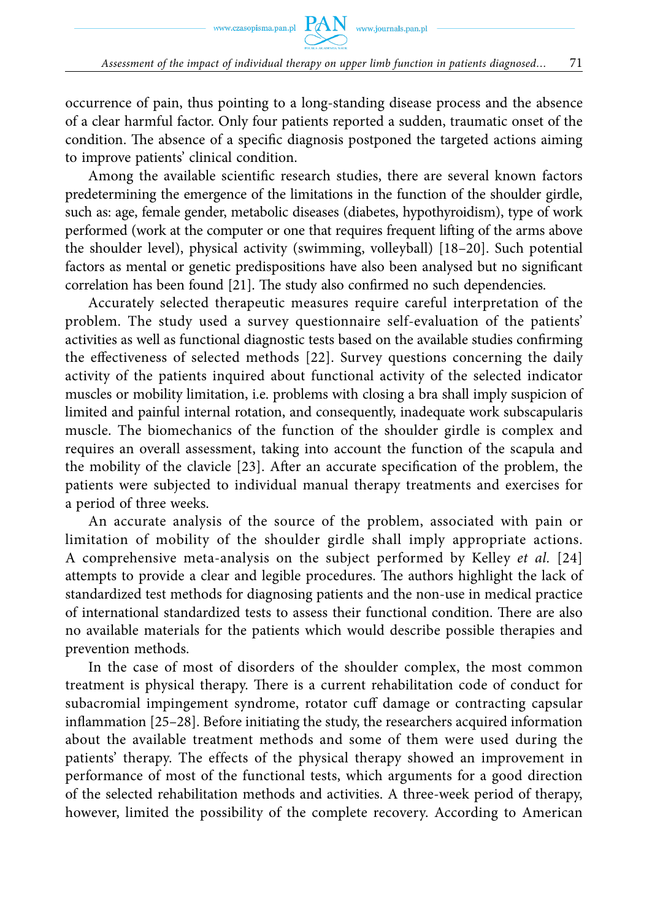occurrence of pain, thus pointing to a long-standing disease process and the absence of a clear harmful factor. Only four patients reported a sudden, traumatic onset of the condition. The absence of a specific diagnosis postponed the targeted actions aiming to improve patients' clinical condition.

Among the available scientific research studies, there are several known factors predetermining the emergence of the limitations in the function of the shoulder girdle, such as: age, female gender, metabolic diseases (diabetes, hypothyroidism), type of work performed (work at the computer or one that requires frequent lifting of the arms above the shoulder level), physical activity (swimming, volleyball) [18–20]. Such potential factors as mental or genetic predispositions have also been analysed but no significant correlation has been found [21]. The study also confirmed no such dependencies.

Accurately selected therapeutic measures require careful interpretation of the problem. The study used a survey questionnaire self-evaluation of the patients' activities as well as functional diagnostic tests based on the available studies confirming the effectiveness of selected methods [22]. Survey questions concerning the daily activity of the patients inquired about functional activity of the selected indicator muscles or mobility limitation, i.e. problems with closing a bra shall imply suspicion of limited and painful internal rotation, and consequently, inadequate work subscapularis muscle. The biomechanics of the function of the shoulder girdle is complex and requires an overall assessment, taking into account the function of the scapula and the mobility of the clavicle [23]. After an accurate specification of the problem, the patients were subjected to individual manual therapy treatments and exercises for a period of three weeks.

An accurate analysis of the source of the problem, associated with pain or limitation of mobility of the shoulder girdle shall imply appropriate actions. A comprehensive meta-analysis on the subject performed by Kelley *et al.* [24] attempts to provide a clear and legible procedures. The authors highlight the lack of standardized test methods for diagnosing patients and the non-use in medical practice of international standardized tests to assess their functional condition. There are also no available materials for the patients which would describe possible therapies and prevention methods.

In the case of most of disorders of the shoulder complex, the most common treatment is physical therapy. There is a current rehabilitation code of conduct for subacromial impingement syndrome, rotator cuff damage or contracting capsular inflammation [25–28]. Before initiating the study, the researchers acquired information about the available treatment methods and some of them were used during the patients' therapy. The effects of the physical therapy showed an improvement in performance of most of the functional tests, which arguments for a good direction of the selected rehabilitation methods and activities. A three-week period of therapy, however, limited the possibility of the complete recovery. According to American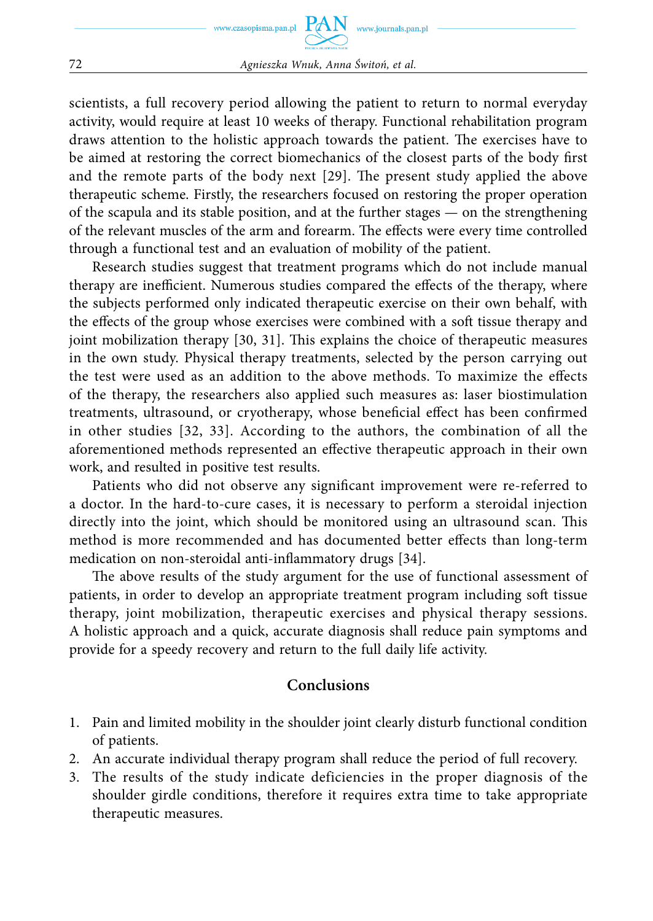scientists, a full recovery period allowing the patient to return to normal everyday activity, would require at least 10 weeks of therapy. Functional rehabilitation program draws attention to the holistic approach towards the patient. The exercises have to be aimed at restoring the correct biomechanics of the closest parts of the body first and the remote parts of the body next [29]. The present study applied the above therapeutic scheme. Firstly, the researchers focused on restoring the proper operation of the scapula and its stable position, and at the further stages — on the strengthening of the relevant muscles of the arm and forearm. The effects were every time controlled through a functional test and an evaluation of mobility of the patient.

Research studies suggest that treatment programs which do not include manual therapy are inefficient. Numerous studies compared the effects of the therapy, where the subjects performed only indicated therapeutic exercise on their own behalf, with the effects of the group whose exercises were combined with a soft tissue therapy and joint mobilization therapy [30, 31]. This explains the choice of therapeutic measures in the own study. Physical therapy treatments, selected by the person carrying out the test were used as an addition to the above methods. To maximize the effects of the therapy, the researchers also applied such measures as: laser biostimulation treatments, ultrasound, or cryotherapy, whose beneficial effect has been confirmed in other studies [32, 33]. According to the authors, the combination of all the aforementioned methods represented an effective therapeutic approach in their own work, and resulted in positive test results.

Patients who did not observe any significant improvement were re-referred to a doctor. In the hard-to-cure cases, it is necessary to perform a steroidal injection directly into the joint, which should be monitored using an ultrasound scan. This method is more recommended and has documented better effects than long-term medication on non-steroidal anti-inflammatory drugs [34].

The above results of the study argument for the use of functional assessment of patients, in order to develop an appropriate treatment program including soft tissue therapy, joint mobilization, therapeutic exercises and physical therapy sessions. A holistic approach and a quick, accurate diagnosis shall reduce pain symptoms and provide for a speedy recovery and return to the full daily life activity.

## Conclusions

1. Pain and limited mobility in the shoulder joint clearly disturb functional condition of patients.
2. An accurate individual therapy program shall reduce the period of full recovery.
3. The results of the study indicate deficiencies in the proper diagnosis of the shoulder girdle conditions, therefore it requires extra time to take appropriate therapeutic measures.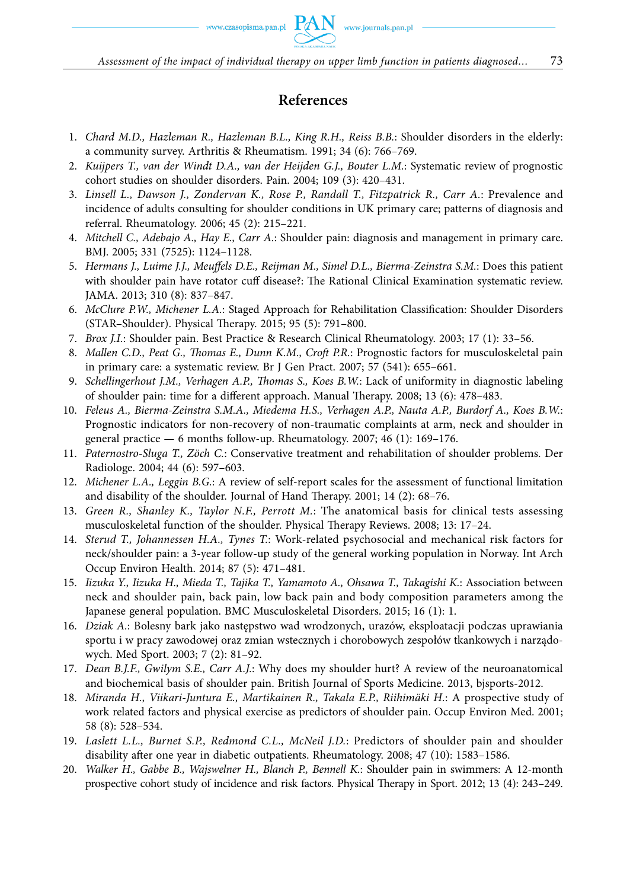## References

1. *Chard M.D., Hazleman R., Hazleman B.L., King R.H., Reiss B.B.*: Shoulder disorders in the elderly: a community survey. Arthritis & Rheumatism. 1991; 34 (6): 766–769.
2. *Kuijpers T., van der Windt D.A., van der Heijden G.J., Bouter L.M.*: Systematic review of prognostic cohort studies on shoulder disorders. Pain. 2004; 109 (3): 420–431.
3. *Linsell L., Dawson J., Zondervan K., Rose P., Randall T., Fitzpatrick R., Carr A.*: Prevalence and incidence of adults consulting for shoulder conditions in UK primary care; patterns of diagnosis and referral. Rheumatology. 2006; 45 (2): 215–221.
4. *Mitchell C., Adebajo A., Hay E., Carr A.*: Shoulder pain: diagnosis and management in primary care. BMJ. 2005; 331 (7525): 1124–1128.
5. *Hermans J., Luime J.J., Meuffels D.E., Reijman M., Simel D.L., Bierma-Zeinstra S.M.*: Does this patient with shoulder pain have rotator cuff disease?: The Rational Clinical Examination systematic review. JAMA. 2013; 310 (8): 837–847.
6. *McClure P.W., Michener L.A.*: Staged Approach for Rehabilitation Classification: Shoulder Disorders (STAR–Shoulder). Physical Therapy. 2015; 95 (5): 791–800.
7. *Brox J.I.*: Shoulder pain. Best Practice & Research Clinical Rheumatology. 2003; 17 (1): 33–56.
8. *Mallen C.D., Peat G., Thomas E., Dunn K.M., Croft P.R.*: Prognostic factors for musculoskeletal pain in primary care: a systematic review. Br J Gen Pract. 2007; 57 (541): 655–661.
9. *Schellingerhout J.M., Verhagen A.P., Thomas S., Koes B.W.*: Lack of uniformity in diagnostic labeling of shoulder pain: time for a different approach. Manual Therapy. 2008; 13 (6): 478–483.
10. *Feleus A., Bierma-Zeinstra S.M.A., Miedema H.S., Verhagen A.P., Nauta A.P., Burdorf A., Koes B.W.*: Prognostic indicators for non-recovery of non-traumatic complaints at arm, neck and shoulder in general practice — 6 months follow-up. Rheumatology. 2007; 46 (1): 169–176.
11. *Paternostro-Sluga T., Zöch C.*: Conservative treatment and rehabilitation of shoulder problems. Der Radiologe. 2004; 44 (6): 597–603.
12. *Michener L.A., Leggin B.G.*: A review of self-report scales for the assessment of functional limitation and disability of the shoulder. Journal of Hand Therapy. 2001; 14 (2): 68–76.
13. *Green R., Shanley K., Taylor N.F., Perrott M.*: The anatomical basis for clinical tests assessing musculoskeletal function of the shoulder. Physical Therapy Reviews. 2008; 13: 17–24.
14. *Sterud T., Johannessen H.A., Tynes T.*: Work-related psychosocial and mechanical risk factors for neck/shoulder pain: a 3-year follow-up study of the general working population in Norway. Int Arch Occup Environ Health. 2014; 87 (5): 471–481.
15. *Iizuka Y., Iizuka H., Mieda T., Tajika T., Yamamoto A., Ohsawa T., Takagishi K.*: Association between neck and shoulder pain, back pain, low back pain and body composition parameters among the Japanese general population. BMC Musculoskeletal Disorders. 2015; 16 (1): 1.
16. *Dziak A.*: Bolesny bark jako następstwo wad wrodzonych, urazów, eksploatacji podczas uprawiania sportu i w pracy zawodowej oraz zmian wstecznych i chorobowych zespołów tkankowych i narządowych. Med Sport. 2003; 7 (2): 81–92.
17. *Dean B.J.F., Gwilym S.E., Carr A.J.*: Why does my shoulder hurt? A review of the neuroanatomical and biochemical basis of shoulder pain. British Journal of Sports Medicine. 2013, bjsports-2012.
18. *Miranda H., Viikari-Juntura E., Martikainen R., Takala E.P., Riihimäki H.*: A prospective study of work related factors and physical exercise as predictors of shoulder pain. Occup Environ Med. 2001; 58 (8): 528–534.
19. *Laslett L.L., Burnet S.P., Redmond C.L., McNeil J.D.*: Predictors of shoulder pain and shoulder disability after one year in diabetic outpatients. Rheumatology. 2008; 47 (10): 1583–1586.
20. *Walker H., Gabbe B., Wajswelner H., Blanch P., Bennell K.*: Shoulder pain in swimmers: A 12-month prospective cohort study of incidence and risk factors. Physical Therapy in Sport. 2012; 13 (4): 243–249.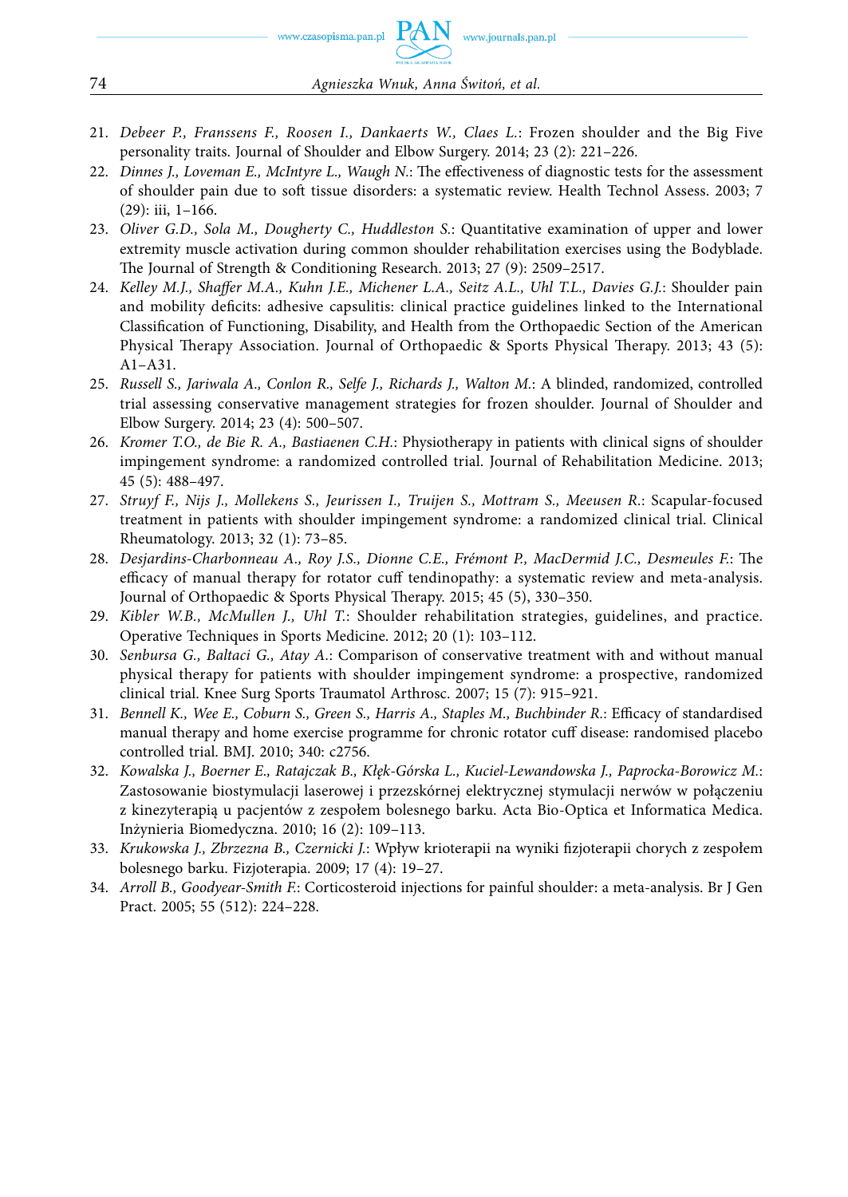21. *Debeer P., Franssens F., Roosen I., Dankaerts W., Claes L.*: Frozen shoulder and the Big Five personality traits. Journal of Shoulder and Elbow Surgery. 2014; 23 (2): 221–226.
22. *Dinnes J., Loveman E., McIntyre L., Waugh N.*: The effectiveness of diagnostic tests for the assessment of shoulder pain due to soft tissue disorders: a systematic review. Health Technol Assess. 2003; 7 (29): iii, 1–166.
23. *Oliver G.D., Sola M., Dougherty C., Huddleston S.*: Quantitative examination of upper and lower extremity muscle activation during common shoulder rehabilitation exercises using the Bodyblade. The Journal of Strength & Conditioning Research. 2013; 27 (9): 2509–2517.
24. *Kelley M.J., Shaffer M.A., Kuhn J.E., Michener L.A., Seitz A.L., Uhl T.L., Davies G.J.*: Shoulder pain and mobility deficits: adhesive capsulitis: clinical practice guidelines linked to the International Classification of Functioning, Disability, and Health from the Orthopaedic Section of the American Physical Therapy Association. Journal of Orthopaedic & Sports Physical Therapy. 2013; 43 (5): A1–A31.
25. *Russell S., Jariwala A., Conlon R., Selfe J., Richards J., Walton M.*: A blinded, randomized, controlled trial assessing conservative management strategies for frozen shoulder. Journal of Shoulder and Elbow Surgery. 2014; 23 (4): 500–507.
26. *Kromer T.O., de Bie R. A., Bastiaenen C.H.*: Physiotherapy in patients with clinical signs of shoulder impingement syndrome: a randomized controlled trial. Journal of Rehabilitation Medicine. 2013; 45 (5): 488–497.
27. *Struyf F., Nijs J., Mollekens S., Jeurissen I., Truijen S., Mottram S., Meeusen R.*: Scapular-focused treatment in patients with shoulder impingement syndrome: a randomized clinical trial. Clinical Rheumatology. 2013; 32 (1): 73–85.
28. *Desjardins-Charbonneau A., Roy J.S., Dionne C.E., Frémont P., MacDermid J.C., Desmeules F.*: The efficacy of manual therapy for rotator cuff tendinopathy: a systematic review and meta-analysis. Journal of Orthopaedic & Sports Physical Therapy. 2015; 45 (5), 330–350.
29. *Kibler W.B., McMullen J., Uhl T.*: Shoulder rehabilitation strategies, guidelines, and practice. Operative Techniques in Sports Medicine. 2012; 20 (1): 103–112.
30. *Senbursa G., Baltaci G., Atay A.*: Comparison of conservative treatment with and without manual physical therapy for patients with shoulder impingement syndrome: a prospective, randomized clinical trial. Knee Surg Sports Traumatol Arthrosc. 2007; 15 (7): 915–921.
31. *Bennell K., Wee E., Coburn S., Green S., Harris A., Staples M., Buchbinder R.*: Efficacy of standardised manual therapy and home exercise programme for chronic rotator cuff disease: randomised placebo controlled trial. BMJ. 2010; 340: c2756.
32. *Kowalska J., Boerner E., Ratajczak B., Kłęk-Górska L., Kuciel-Lewandowska J., Paprocka-Borowicz M.*: Zastosowanie biostymulacji laserowej i przezskórnej elektrycznej stymulacji nerwów w połączeniu z kinezyterapią u pacjentów z zespołem bolesnego barku. Acta Bio-Optica et Informatica Medica. Inżynieria Biomedyczna. 2010; 16 (2): 109–113.
33. *Krukowska J., Zbrzezna B., Czernicki J.*: Wpływ krioterapii na wyniki fizjoterapii chorych z zespołem bolesnego barku. Fizjoterapia. 2009; 17 (4): 19–27.
34. *Arroll B., Goodyear-Smith F.*: Corticosteroid injections for painful shoulder: a meta-analysis. Br J Gen Pract. 2005; 55 (512): 224–228.